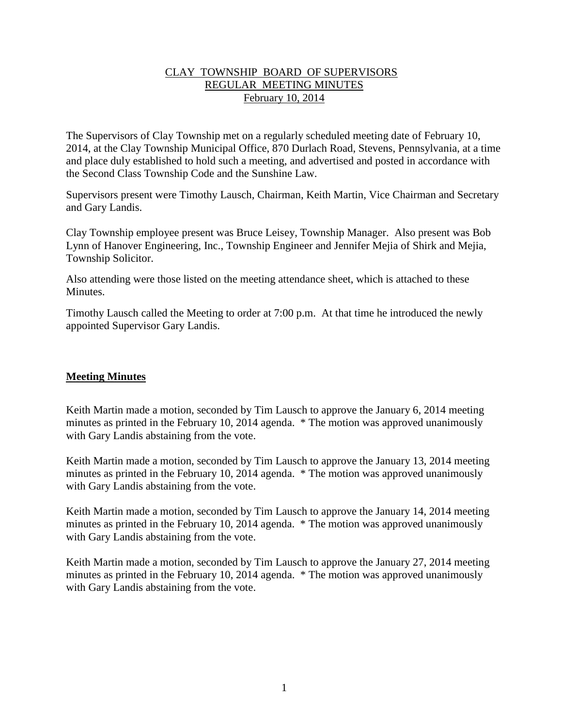# CLAY TOWNSHIP BOARD OF SUPERVISORS
## REGULAR MEETING MINUTES
### February 10, 2014

The Supervisors of Clay Township met on a regularly scheduled meeting date of February 10, 2014, at the Clay Township Municipal Office, 870 Durlach Road, Stevens, Pennsylvania, at a time and place duly established to hold such a meeting, and advertised and posted in accordance with the Second Class Township Code and the Sunshine Law.

Supervisors present were Timothy Lausch, Chairman, Keith Martin, Vice Chairman and Secretary and Gary Landis.

Clay Township employee present was Bruce Leisey, Township Manager. Also present was Bob Lynn of Hanover Engineering, Inc., Township Engineer and Jennifer Mejia of Shirk and Mejia, Township Solicitor.

Also attending were those listed on the meeting attendance sheet, which is attached to these Minutes.

Timothy Lausch called the Meeting to order at 7:00 p.m. At that time he introduced the newly appointed Supervisor Gary Landis.

## Meeting Minutes

Keith Martin made a motion, seconded by Tim Lausch to approve the January 6, 2014 meeting minutes as printed in the February 10, 2014 agenda. * The motion was approved unanimously with Gary Landis abstaining from the vote.

Keith Martin made a motion, seconded by Tim Lausch to approve the January 13, 2014 meeting minutes as printed in the February 10, 2014 agenda. * The motion was approved unanimously with Gary Landis abstaining from the vote.

Keith Martin made a motion, seconded by Tim Lausch to approve the January 14, 2014 meeting minutes as printed in the February 10, 2014 agenda. * The motion was approved unanimously with Gary Landis abstaining from the vote.

Keith Martin made a motion, seconded by Tim Lausch to approve the January 27, 2014 meeting minutes as printed in the February 10, 2014 agenda. * The motion was approved unanimously with Gary Landis abstaining from the vote.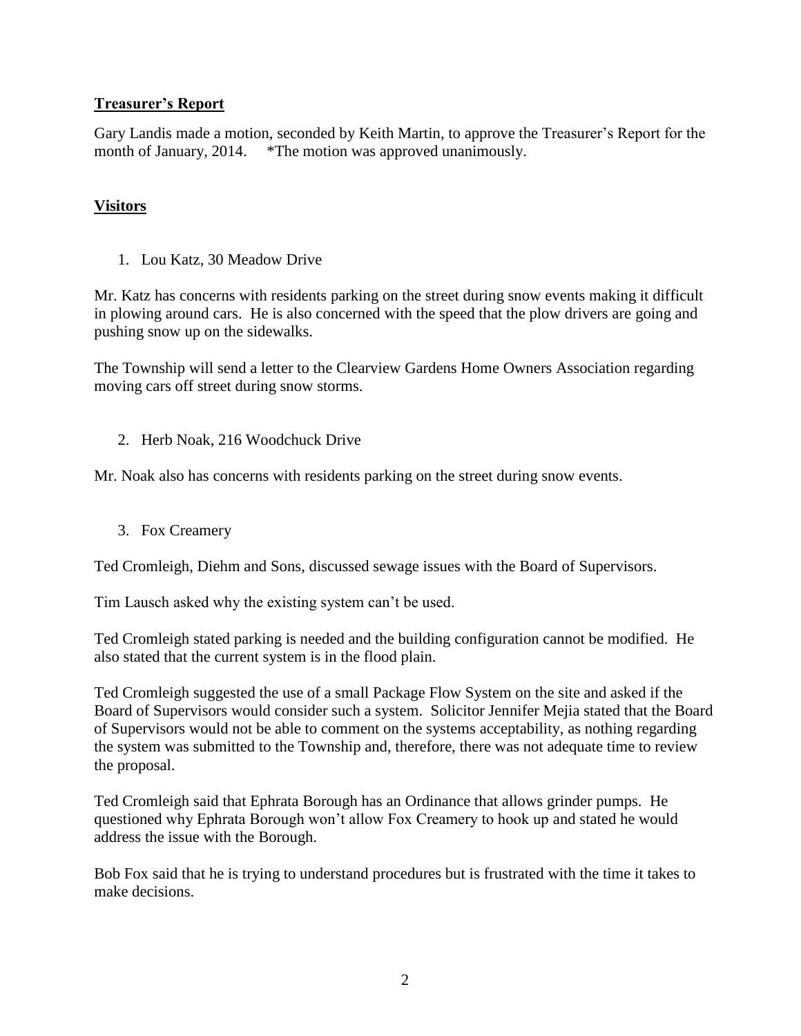## Treasurer's Report

Gary Landis made a motion, seconded by Keith Martin, to approve the Treasurer's Report for the month of January, 2014. *The motion was approved unanimously.

## Visitors

1. Lou Katz, 30 Meadow Drive

Mr. Katz has concerns with residents parking on the street during snow events making it difficult in plowing around cars. He is also concerned with the speed that the plow drivers are going and pushing snow up on the sidewalks.

The Township will send a letter to the Clearview Gardens Home Owners Association regarding moving cars off street during snow storms.

2. Herb Noak, 216 Woodchuck Drive

Mr. Noak also has concerns with residents parking on the street during snow events.

3. Fox Creamery

Ted Cromleigh, Diehm and Sons, discussed sewage issues with the Board of Supervisors.

Tim Lausch asked why the existing system can't be used.

Ted Cromleigh stated parking is needed and the building configuration cannot be modified. He also stated that the current system is in the flood plain.

Ted Cromleigh suggested the use of a small Package Flow System on the site and asked if the Board of Supervisors would consider such a system. Solicitor Jennifer Mejia stated that the Board of Supervisors would not be able to comment on the systems acceptability, as nothing regarding the system was submitted to the Township and, therefore, there was not adequate time to review the proposal.

Ted Cromleigh said that Ephrata Borough has an Ordinance that allows grinder pumps. He questioned why Ephrata Borough won't allow Fox Creamery to hook up and stated he would address the issue with the Borough.

Bob Fox said that he is trying to understand procedures but is frustrated with the time it takes to make decisions.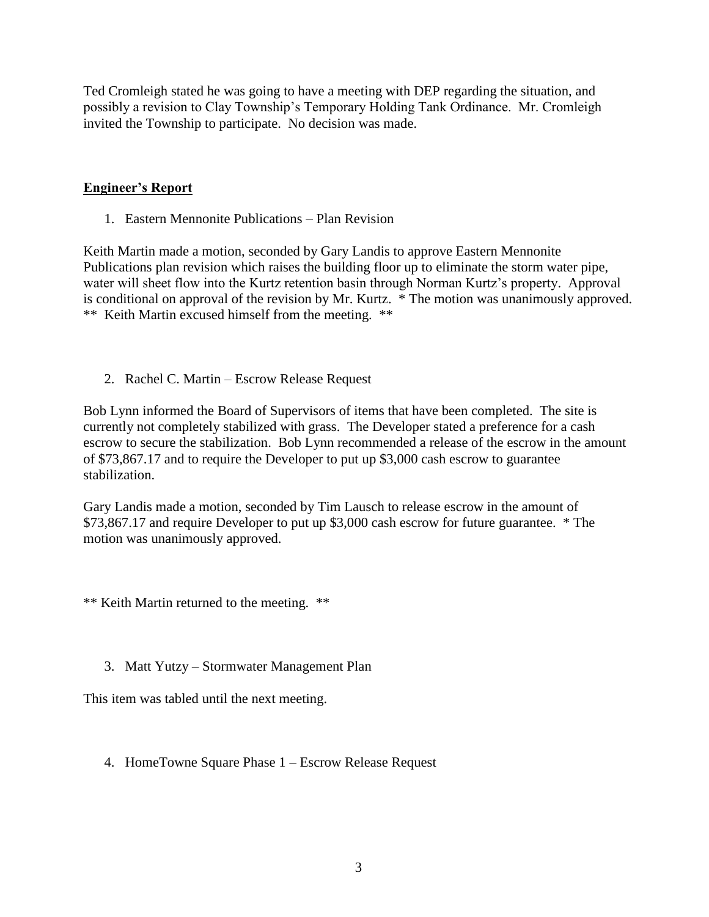Ted Cromleigh stated he was going to have a meeting with DEP regarding the situation, and possibly a revision to Clay Township's Temporary Holding Tank Ordinance. Mr. Cromleigh invited the Township to participate. No decision was made.

**Engineer's Report**

1. Eastern Mennonite Publications – Plan Revision

Keith Martin made a motion, seconded by Gary Landis to approve Eastern Mennonite Publications plan revision which raises the building floor up to eliminate the storm water pipe, water will sheet flow into the Kurtz retention basin through Norman Kurtz's property. Approval is conditional on approval of the revision by Mr. Kurtz. * The motion was unanimously approved.
** Keith Martin excused himself from the meeting. **

2. Rachel C. Martin – Escrow Release Request

Bob Lynn informed the Board of Supervisors of items that have been completed. The site is currently not completely stabilized with grass. The Developer stated a preference for a cash escrow to secure the stabilization. Bob Lynn recommended a release of the escrow in the amount of $73,867.17 and to require the Developer to put up $3,000 cash escrow to guarantee stabilization.

Gary Landis made a motion, seconded by Tim Lausch to release escrow in the amount of $73,867.17 and require Developer to put up $3,000 cash escrow for future guarantee. * The motion was unanimously approved.

** Keith Martin returned to the meeting. **

3. Matt Yutzy – Stormwater Management Plan

This item was tabled until the next meeting.

4. HomeTowne Square Phase 1 – Escrow Release Request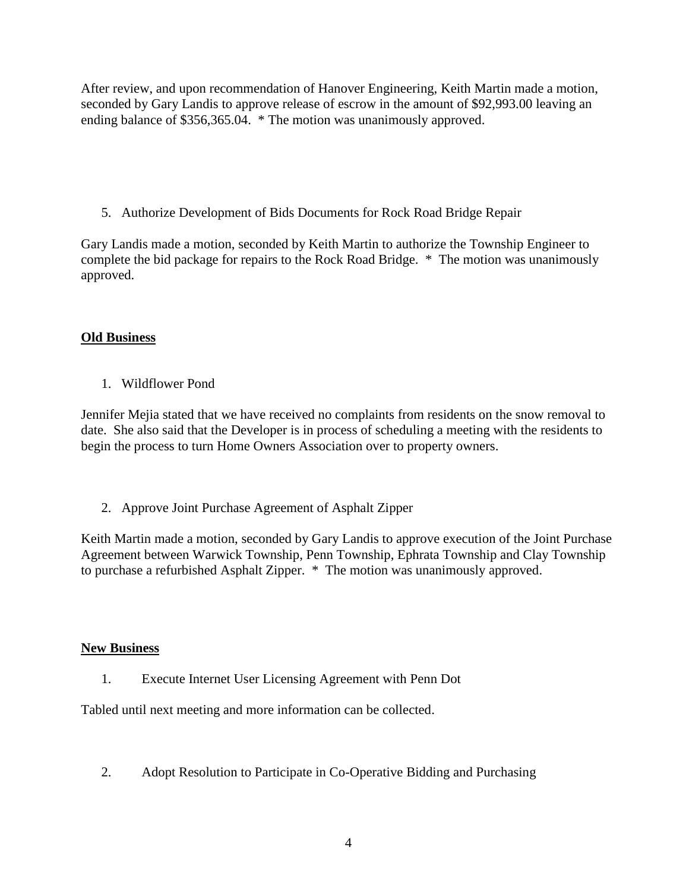After review, and upon recommendation of Hanover Engineering, Keith Martin made a motion, seconded by Gary Landis to approve release of escrow in the amount of $92,993.00 leaving an ending balance of $356,365.04.  * The motion was unanimously approved.

5. Authorize Development of Bids Documents for Rock Road Bridge Repair

Gary Landis made a motion, seconded by Keith Martin to authorize the Township Engineer to complete the bid package for repairs to the Rock Road Bridge.  *  The motion was unanimously approved.

**Old Business**

1. Wildflower Pond

Jennifer Mejia stated that we have received no complaints from residents on the snow removal to date.  She also said that the Developer is in process of scheduling a meeting with the residents to begin the process to turn Home Owners Association over to property owners.

2. Approve Joint Purchase Agreement of Asphalt Zipper

Keith Martin made a motion, seconded by Gary Landis to approve execution of the Joint Purchase Agreement between Warwick Township, Penn Township, Ephrata Township and Clay Township to purchase a refurbished Asphalt Zipper.  *  The motion was unanimously approved.

**New Business**

1. Execute Internet User Licensing Agreement with Penn Dot

Tabled until next meeting and more information can be collected.

2. Adopt Resolution to Participate in Co-Operative Bidding and Purchasing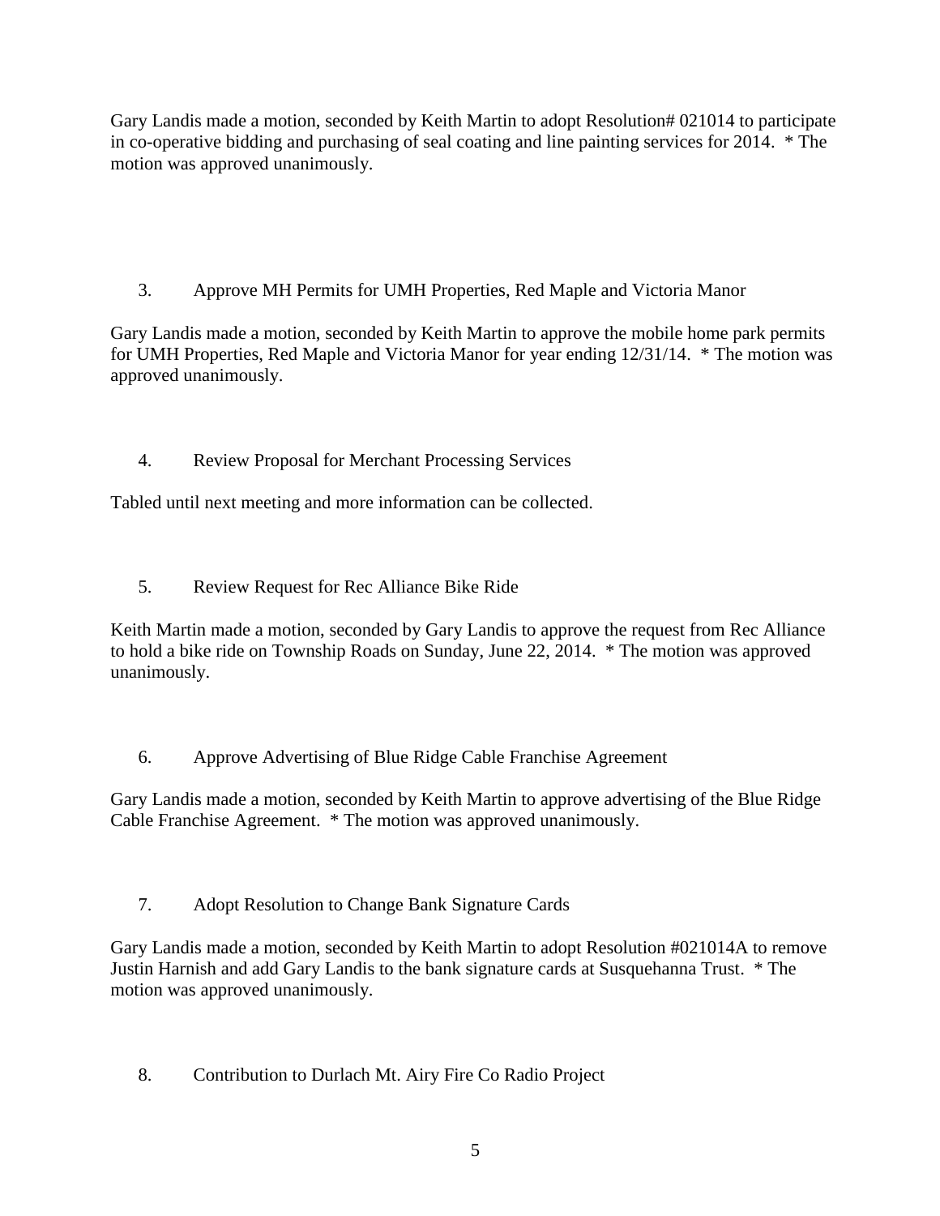Gary Landis made a motion, seconded by Keith Martin to adopt Resolution# 021014 to participate in co-operative bidding and purchasing of seal coating and line painting services for 2014. * The motion was approved unanimously.

3. Approve MH Permits for UMH Properties, Red Maple and Victoria Manor

Gary Landis made a motion, seconded by Keith Martin to approve the mobile home park permits for UMH Properties, Red Maple and Victoria Manor for year ending 12/31/14. * The motion was approved unanimously.

4. Review Proposal for Merchant Processing Services

Tabled until next meeting and more information can be collected.

5. Review Request for Rec Alliance Bike Ride

Keith Martin made a motion, seconded by Gary Landis to approve the request from Rec Alliance to hold a bike ride on Township Roads on Sunday, June 22, 2014. * The motion was approved unanimously.

6. Approve Advertising of Blue Ridge Cable Franchise Agreement

Gary Landis made a motion, seconded by Keith Martin to approve advertising of the Blue Ridge Cable Franchise Agreement. * The motion was approved unanimously.

7. Adopt Resolution to Change Bank Signature Cards

Gary Landis made a motion, seconded by Keith Martin to adopt Resolution #021014A to remove Justin Harnish and add Gary Landis to the bank signature cards at Susquehanna Trust. * The motion was approved unanimously.

8. Contribution to Durlach Mt. Airy Fire Co Radio Project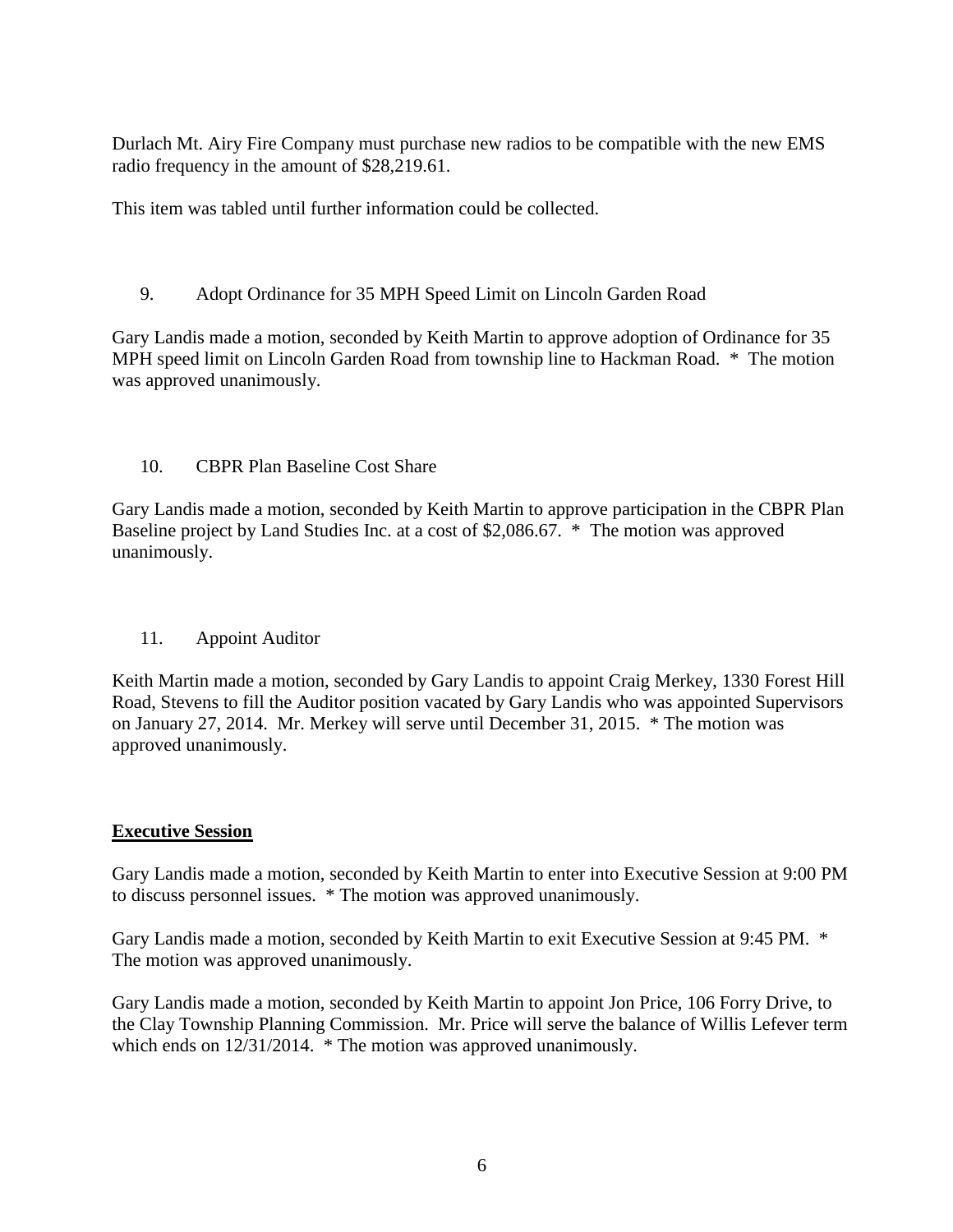Durlach Mt. Airy Fire Company must purchase new radios to be compatible with the new EMS radio frequency in the amount of $28,219.61.

This item was tabled until further information could be collected.

9. Adopt Ordinance for 35 MPH Speed Limit on Lincoln Garden Road

Gary Landis made a motion, seconded by Keith Martin to approve adoption of Ordinance for 35 MPH speed limit on Lincoln Garden Road from township line to Hackman Road. * The motion was approved unanimously.

10. CBPR Plan Baseline Cost Share

Gary Landis made a motion, seconded by Keith Martin to approve participation in the CBPR Plan Baseline project by Land Studies Inc. at a cost of $2,086.67. * The motion was approved unanimously.

11. Appoint Auditor

Keith Martin made a motion, seconded by Gary Landis to appoint Craig Merkey, 1330 Forest Hill Road, Stevens to fill the Auditor position vacated by Gary Landis who was appointed Supervisors on January 27, 2014. Mr. Merkey will serve until December 31, 2015. * The motion was approved unanimously.

**Executive Session**

Gary Landis made a motion, seconded by Keith Martin to enter into Executive Session at 9:00 PM to discuss personnel issues. * The motion was approved unanimously.

Gary Landis made a motion, seconded by Keith Martin to exit Executive Session at 9:45 PM. * The motion was approved unanimously.

Gary Landis made a motion, seconded by Keith Martin to appoint Jon Price, 106 Forry Drive, to the Clay Township Planning Commission. Mr. Price will serve the balance of Willis Lefever term which ends on 12/31/2014. * The motion was approved unanimously.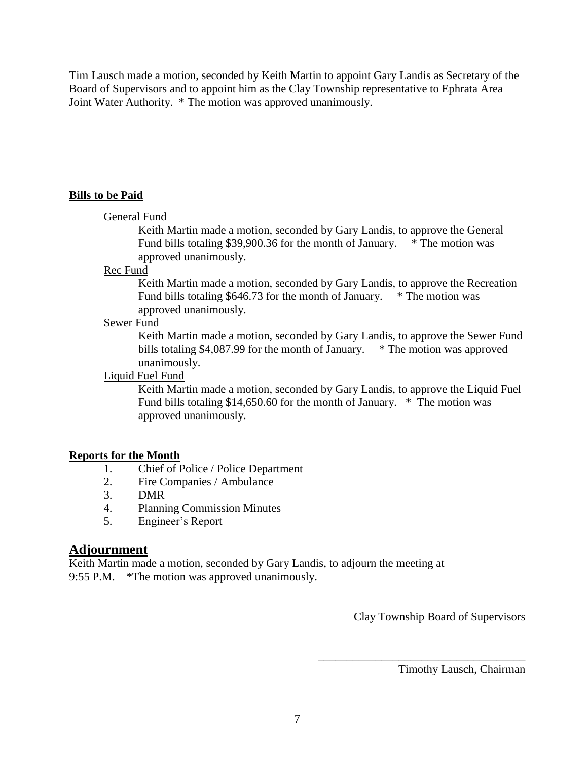Tim Lausch made a motion, seconded by Keith Martin to appoint Gary Landis as Secretary of the Board of Supervisors and to appoint him as the Clay Township representative to Ephrata Area Joint Water Authority. * The motion was approved unanimously.

**Bills to be Paid**

General Fund

Keith Martin made a motion, seconded by Gary Landis, to approve the General Fund bills totaling $39,900.36 for the month of January. * The motion was approved unanimously.

Rec Fund

Keith Martin made a motion, seconded by Gary Landis, to approve the Recreation Fund bills totaling $646.73 for the month of January. * The motion was approved unanimously.

Sewer Fund

Keith Martin made a motion, seconded by Gary Landis, to approve the Sewer Fund bills totaling $4,087.99 for the month of January. * The motion was approved unanimously.

Liquid Fuel Fund

Keith Martin made a motion, seconded by Gary Landis, to approve the Liquid Fuel Fund bills totaling $14,650.60 for the month of January. * The motion was approved unanimously.

**Reports for the Month**

1. Chief of Police / Police Department
2. Fire Companies / Ambulance
3. DMR
4. Planning Commission Minutes
5. Engineer's Report

## Adjournment

Keith Martin made a motion, seconded by Gary Landis, to adjourn the meeting at 9:55 P.M. *The motion was approved unanimously.

Clay Township Board of Supervisors

\_\_\_\_\_\_\_\_\_\_\_\_\_\_\_\_\_\_\_\_\_\_\_\_\_\_\_\_\_\_\_\_\_\_\_\_\_\_

Timothy Lausch, Chairman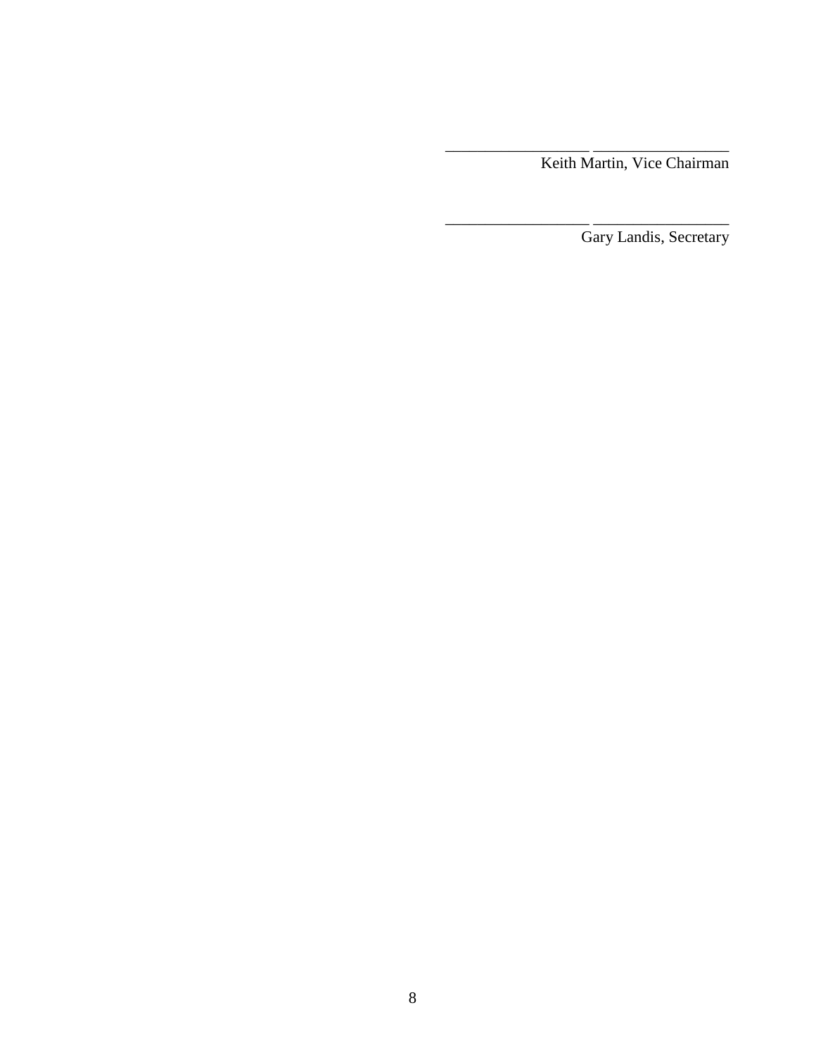_________________ ________________
Keith Martin, Vice Chairman

_________________ ________________
Gary Landis, Secretary